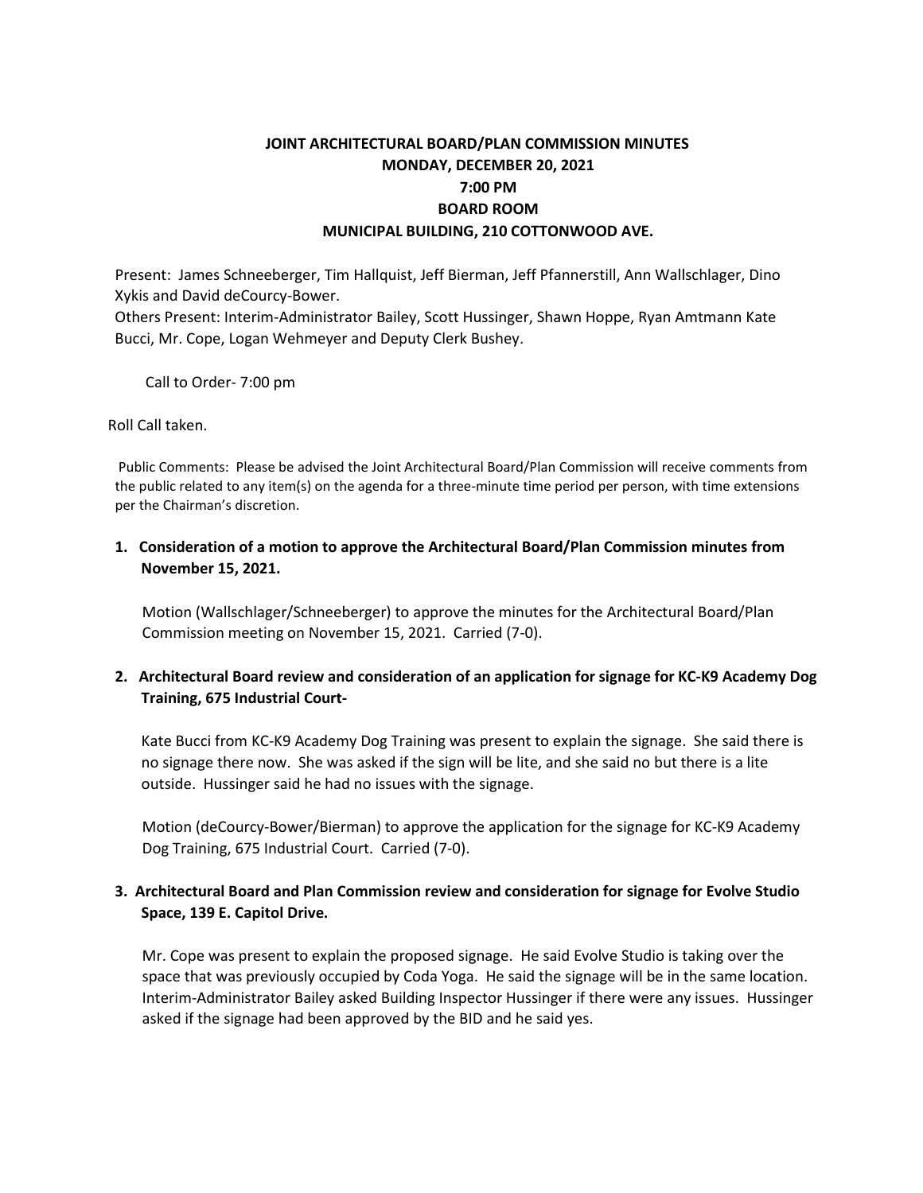# JOINT ARCHITECTURAL BOARD/PLAN COMMISSION MINUTES
## MONDAY, DECEMBER 20, 2021
## 7:00 PM
## BOARD ROOM
## MUNICIPAL BUILDING, 210 COTTONWOOD AVE.

Present: James Schneeberger, Tim Hallquist, Jeff Bierman, Jeff Pfannerstill, Ann Wallschlager, Dino Xykis and David deCourcy-Bower.
Others Present: Interim-Administrator Bailey, Scott Hussinger, Shawn Hoppe, Ryan Amtmann Kate Bucci, Mr. Cope, Logan Wehmeyer and Deputy Clerk Bushey.

Call to Order- 7:00 pm

Roll Call taken.

Public Comments: Please be advised the Joint Architectural Board/Plan Commission will receive comments from the public related to any item(s) on the agenda for a three-minute time period per person, with time extensions per the Chairman's discretion.

**1. Consideration of a motion to approve the Architectural Board/Plan Commission minutes from November 15, 2021.**

Motion (Wallschlager/Schneeberger) to approve the minutes for the Architectural Board/Plan Commission meeting on November 15, 2021. Carried (7-0).

**2. Architectural Board review and consideration of an application for signage for KC-K9 Academy Dog Training, 675 Industrial Court-**

Kate Bucci from KC-K9 Academy Dog Training was present to explain the signage. She said there is no signage there now. She was asked if the sign will be lite, and she said no but there is a lite outside. Hussinger said he had no issues with the signage.

Motion (deCourcy-Bower/Bierman) to approve the application for the signage for KC-K9 Academy Dog Training, 675 Industrial Court. Carried (7-0).

**3. Architectural Board and Plan Commission review and consideration for signage for Evolve Studio Space, 139 E. Capitol Drive.**

Mr. Cope was present to explain the proposed signage. He said Evolve Studio is taking over the space that was previously occupied by Coda Yoga. He said the signage will be in the same location. Interim-Administrator Bailey asked Building Inspector Hussinger if there were any issues. Hussinger asked if the signage had been approved by the BID and he said yes.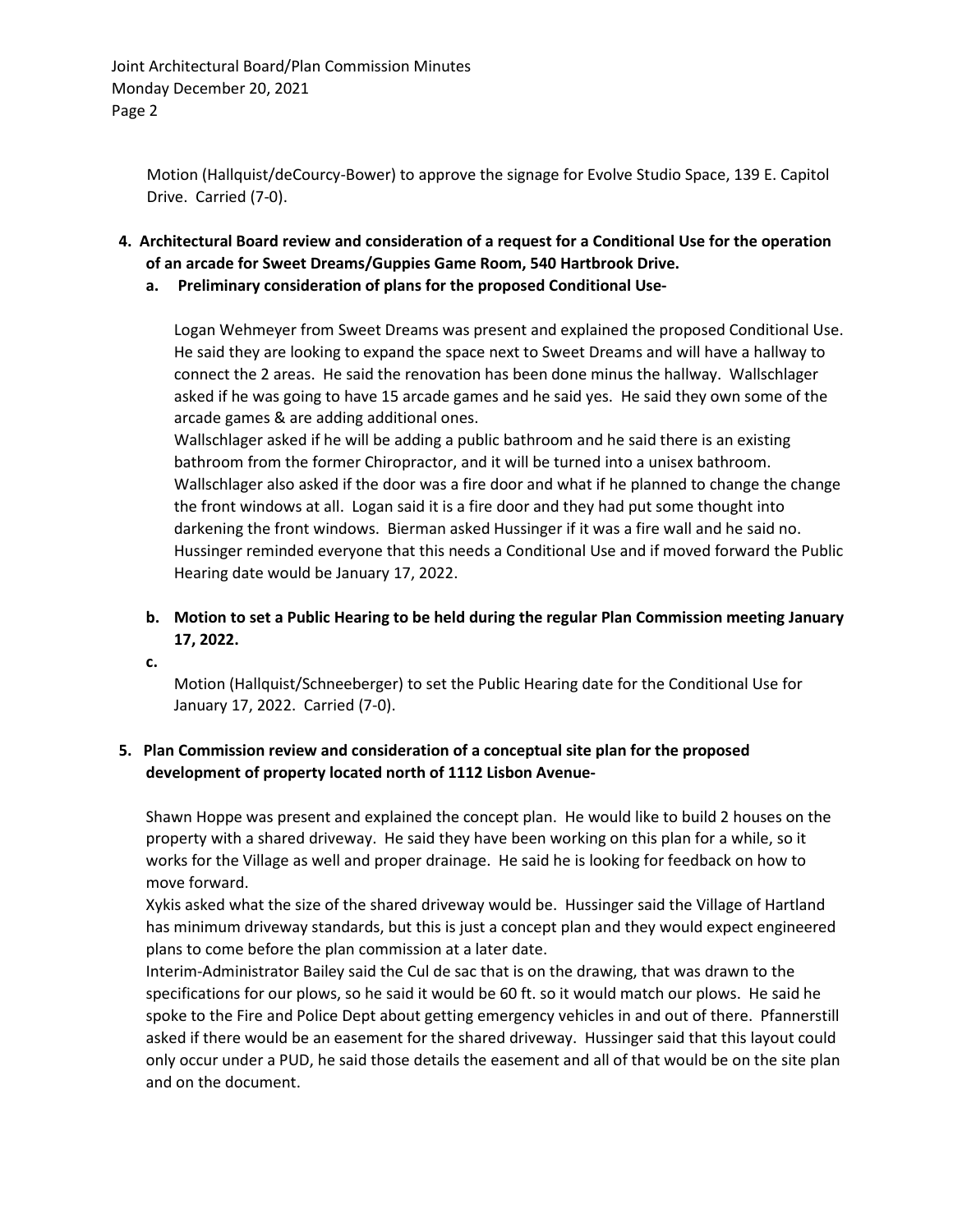Motion (Hallquist/deCourcy-Bower) to approve the signage for Evolve Studio Space, 139 E. Capitol Drive. Carried (7-0).

**4. Architectural Board review and consideration of a request for a Conditional Use for the operation of an arcade for Sweet Dreams/Guppies Game Room, 540 Hartbrook Drive.**

**a. Preliminary consideration of plans for the proposed Conditional Use-**

Logan Wehmeyer from Sweet Dreams was present and explained the proposed Conditional Use. He said they are looking to expand the space next to Sweet Dreams and will have a hallway to connect the 2 areas. He said the renovation has been done minus the hallway. Wallschlager asked if he was going to have 15 arcade games and he said yes. He said they own some of the arcade games & are adding additional ones.

Wallschlager asked if he will be adding a public bathroom and he said there is an existing bathroom from the former Chiropractor, and it will be turned into a unisex bathroom. Wallschlager also asked if the door was a fire door and what if he planned to change the change the front windows at all. Logan said it is a fire door and they had put some thought into darkening the front windows. Bierman asked Hussinger if it was a fire wall and he said no. Hussinger reminded everyone that this needs a Conditional Use and if moved forward the Public Hearing date would be January 17, 2022.

**b. Motion to set a Public Hearing to be held during the regular Plan Commission meeting January 17, 2022.**

**c.**

Motion (Hallquist/Schneeberger) to set the Public Hearing date for the Conditional Use for January 17, 2022. Carried (7-0).

**5. Plan Commission review and consideration of a conceptual site plan for the proposed development of property located north of 1112 Lisbon Avenue-**

Shawn Hoppe was present and explained the concept plan. He would like to build 2 houses on the property with a shared driveway. He said they have been working on this plan for a while, so it works for the Village as well and proper drainage. He said he is looking for feedback on how to move forward.

Xykis asked what the size of the shared driveway would be. Hussinger said the Village of Hartland has minimum driveway standards, but this is just a concept plan and they would expect engineered plans to come before the plan commission at a later date.

Interim-Administrator Bailey said the Cul de sac that is on the drawing, that was drawn to the specifications for our plows, so he said it would be 60 ft. so it would match our plows. He said he spoke to the Fire and Police Dept about getting emergency vehicles in and out of there. Pfannerstill asked if there would be an easement for the shared driveway. Hussinger said that this layout could only occur under a PUD, he said those details the easement and all of that would be on the site plan and on the document.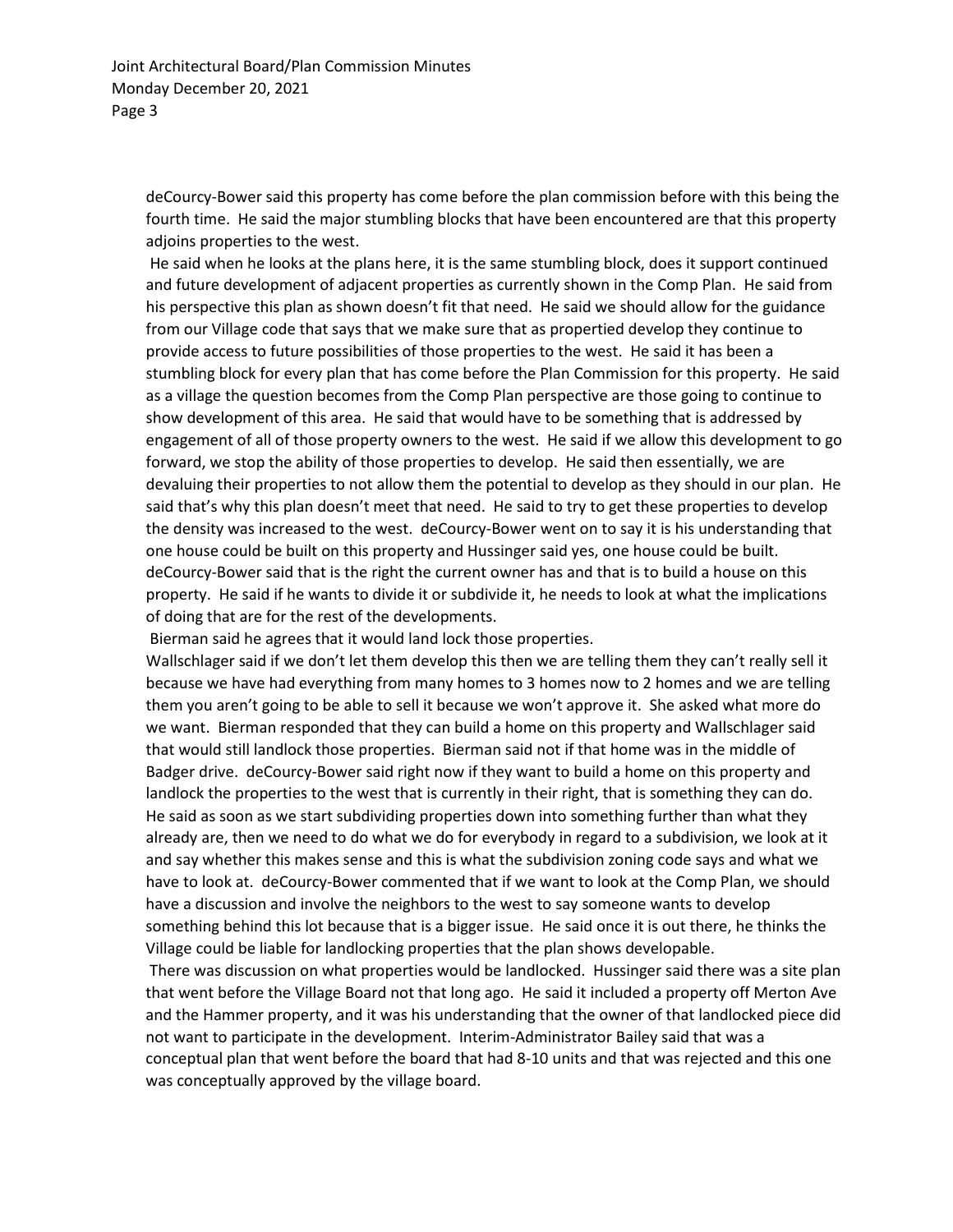deCourcy-Bower said this property has come before the plan commission before with this being the fourth time. He said the major stumbling blocks that have been encountered are that this property adjoins properties to the west.

He said when he looks at the plans here, it is the same stumbling block, does it support continued and future development of adjacent properties as currently shown in the Comp Plan. He said from his perspective this plan as shown doesn't fit that need. He said we should allow for the guidance from our Village code that says that we make sure that as propertied develop they continue to provide access to future possibilities of those properties to the west. He said it has been a stumbling block for every plan that has come before the Plan Commission for this property. He said as a village the question becomes from the Comp Plan perspective are those going to continue to show development of this area. He said that would have to be something that is addressed by engagement of all of those property owners to the west. He said if we allow this development to go forward, we stop the ability of those properties to develop. He said then essentially, we are devaluing their properties to not allow them the potential to develop as they should in our plan. He said that's why this plan doesn't meet that need. He said to try to get these properties to develop the density was increased to the west. deCourcy-Bower went on to say it is his understanding that one house could be built on this property and Hussinger said yes, one house could be built. deCourcy-Bower said that is the right the current owner has and that is to build a house on this property. He said if he wants to divide it or subdivide it, he needs to look at what the implications of doing that are for the rest of the developments.

Bierman said he agrees that it would land lock those properties.

Wallschlager said if we don't let them develop this then we are telling them they can't really sell it because we have had everything from many homes to 3 homes now to 2 homes and we are telling them you aren't going to be able to sell it because we won't approve it. She asked what more do we want. Bierman responded that they can build a home on this property and Wallschlager said that would still landlock those properties. Bierman said not if that home was in the middle of Badger drive. deCourcy-Bower said right now if they want to build a home on this property and landlock the properties to the west that is currently in their right, that is something they can do. He said as soon as we start subdividing properties down into something further than what they already are, then we need to do what we do for everybody in regard to a subdivision, we look at it and say whether this makes sense and this is what the subdivision zoning code says and what we have to look at. deCourcy-Bower commented that if we want to look at the Comp Plan, we should have a discussion and involve the neighbors to the west to say someone wants to develop something behind this lot because that is a bigger issue. He said once it is out there, he thinks the Village could be liable for landlocking properties that the plan shows developable.

There was discussion on what properties would be landlocked. Hussinger said there was a site plan that went before the Village Board not that long ago. He said it included a property off Merton Ave and the Hammer property, and it was his understanding that the owner of that landlocked piece did not want to participate in the development. Interim-Administrator Bailey said that was a conceptual plan that went before the board that had 8-10 units and that was rejected and this one was conceptually approved by the village board.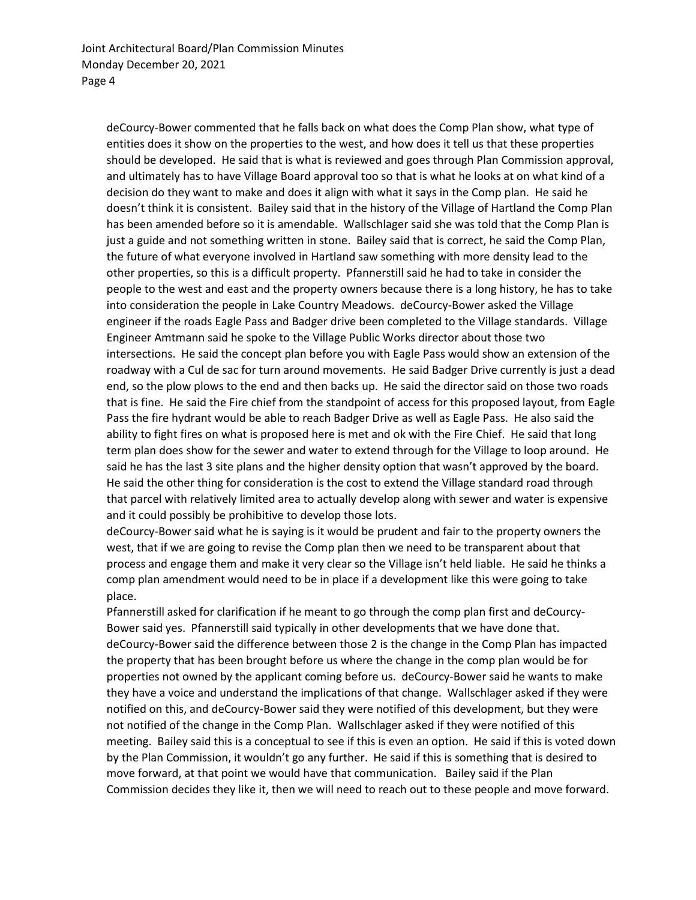deCourcy-Bower commented that he falls back on what does the Comp Plan show, what type of entities does it show on the properties to the west, and how does it tell us that these properties should be developed. He said that is what is reviewed and goes through Plan Commission approval, and ultimately has to have Village Board approval too so that is what he looks at on what kind of a decision do they want to make and does it align with what it says in the Comp plan. He said he doesn't think it is consistent. Bailey said that in the history of the Village of Hartland the Comp Plan has been amended before so it is amendable. Wallschlager said she was told that the Comp Plan is just a guide and not something written in stone. Bailey said that is correct, he said the Comp Plan, the future of what everyone involved in Hartland saw something with more density lead to the other properties, so this is a difficult property. Pfannerstill said he had to take in consider the people to the west and east and the property owners because there is a long history, he has to take into consideration the people in Lake Country Meadows. deCourcy-Bower asked the Village engineer if the roads Eagle Pass and Badger drive been completed to the Village standards. Village Engineer Amtmann said he spoke to the Village Public Works director about those two intersections. He said the concept plan before you with Eagle Pass would show an extension of the roadway with a Cul de sac for turn around movements. He said Badger Drive currently is just a dead end, so the plow plows to the end and then backs up. He said the director said on those two roads that is fine. He said the Fire chief from the standpoint of access for this proposed layout, from Eagle Pass the fire hydrant would be able to reach Badger Drive as well as Eagle Pass. He also said the ability to fight fires on what is proposed here is met and ok with the Fire Chief. He said that long term plan does show for the sewer and water to extend through for the Village to loop around. He said he has the last 3 site plans and the higher density option that wasn't approved by the board. He said the other thing for consideration is the cost to extend the Village standard road through that parcel with relatively limited area to actually develop along with sewer and water is expensive and it could possibly be prohibitive to develop those lots.

deCourcy-Bower said what he is saying is it would be prudent and fair to the property owners the west, that if we are going to revise the Comp plan then we need to be transparent about that process and engage them and make it very clear so the Village isn't held liable. He said he thinks a comp plan amendment would need to be in place if a development like this were going to take place.

Pfannerstill asked for clarification if he meant to go through the comp plan first and deCourcy-Bower said yes. Pfannerstill said typically in other developments that we have done that. deCourcy-Bower said the difference between those 2 is the change in the Comp Plan has impacted the property that has been brought before us where the change in the comp plan would be for properties not owned by the applicant coming before us. deCourcy-Bower said he wants to make they have a voice and understand the implications of that change. Wallschlager asked if they were notified on this, and deCourcy-Bower said they were notified of this development, but they were not notified of the change in the Comp Plan. Wallschlager asked if they were notified of this meeting. Bailey said this is a conceptual to see if this is even an option. He said if this is voted down by the Plan Commission, it wouldn't go any further. He said if this is something that is desired to move forward, at that point we would have that communication. Bailey said if the Plan Commission decides they like it, then we will need to reach out to these people and move forward.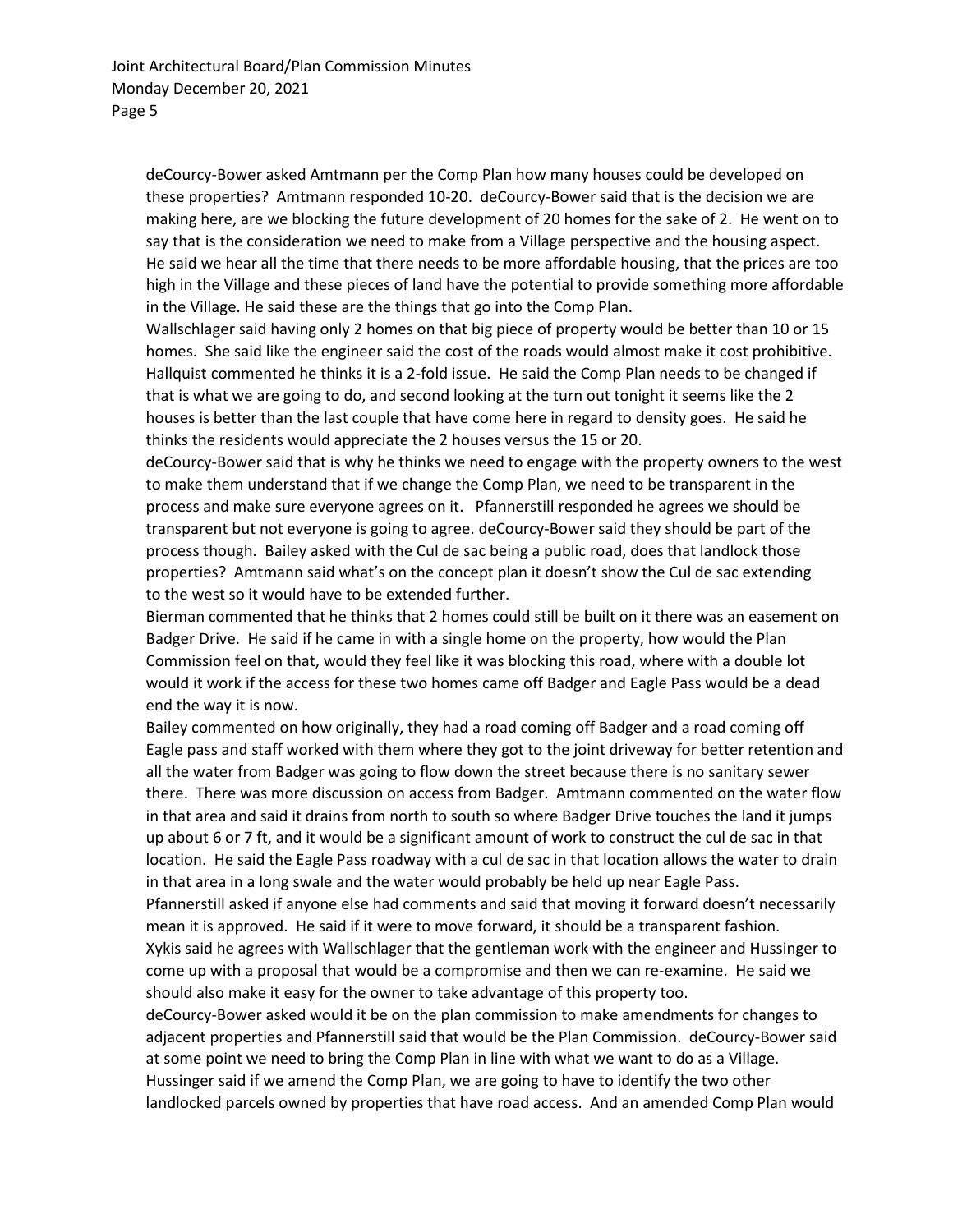deCourcy-Bower asked Amtmann per the Comp Plan how many houses could be developed on these properties? Amtmann responded 10-20. deCourcy-Bower said that is the decision we are making here, are we blocking the future development of 20 homes for the sake of 2. He went on to say that is the consideration we need to make from a Village perspective and the housing aspect. He said we hear all the time that there needs to be more affordable housing, that the prices are too high in the Village and these pieces of land have the potential to provide something more affordable in the Village. He said these are the things that go into the Comp Plan.

Wallschlager said having only 2 homes on that big piece of property would be better than 10 or 15 homes. She said like the engineer said the cost of the roads would almost make it cost prohibitive. Hallquist commented he thinks it is a 2-fold issue. He said the Comp Plan needs to be changed if that is what we are going to do, and second looking at the turn out tonight it seems like the 2 houses is better than the last couple that have come here in regard to density goes. He said he thinks the residents would appreciate the 2 houses versus the 15 or 20.

deCourcy-Bower said that is why he thinks we need to engage with the property owners to the west to make them understand that if we change the Comp Plan, we need to be transparent in the process and make sure everyone agrees on it. Pfannerstill responded he agrees we should be transparent but not everyone is going to agree. deCourcy-Bower said they should be part of the process though. Bailey asked with the Cul de sac being a public road, does that landlock those properties? Amtmann said what's on the concept plan it doesn't show the Cul de sac extending to the west so it would have to be extended further.

Bierman commented that he thinks that 2 homes could still be built on it there was an easement on Badger Drive. He said if he came in with a single home on the property, how would the Plan Commission feel on that, would they feel like it was blocking this road, where with a double lot would it work if the access for these two homes came off Badger and Eagle Pass would be a dead end the way it is now.

Bailey commented on how originally, they had a road coming off Badger and a road coming off Eagle pass and staff worked with them where they got to the joint driveway for better retention and all the water from Badger was going to flow down the street because there is no sanitary sewer there. There was more discussion on access from Badger. Amtmann commented on the water flow in that area and said it drains from north to south so where Badger Drive touches the land it jumps up about 6 or 7 ft, and it would be a significant amount of work to construct the cul de sac in that location. He said the Eagle Pass roadway with a cul de sac in that location allows the water to drain in that area in a long swale and the water would probably be held up near Eagle Pass.

Pfannerstill asked if anyone else had comments and said that moving it forward doesn't necessarily mean it is approved. He said if it were to move forward, it should be a transparent fashion.

Xykis said he agrees with Wallschlager that the gentleman work with the engineer and Hussinger to come up with a proposal that would be a compromise and then we can re-examine. He said we should also make it easy for the owner to take advantage of this property too.

deCourcy-Bower asked would it be on the plan commission to make amendments for changes to adjacent properties and Pfannerstill said that would be the Plan Commission. deCourcy-Bower said at some point we need to bring the Comp Plan in line with what we want to do as a Village. Hussinger said if we amend the Comp Plan, we are going to have to identify the two other landlocked parcels owned by properties that have road access. And an amended Comp Plan would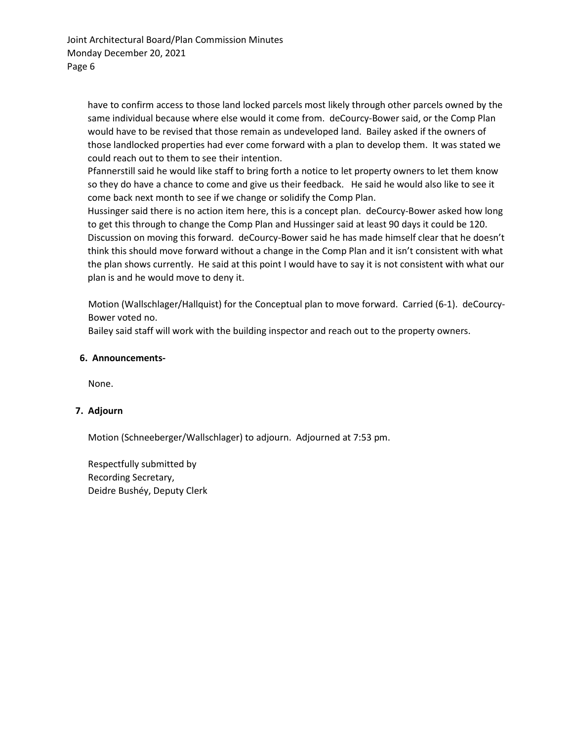have to confirm access to those land locked parcels most likely through other parcels owned by the same individual because where else would it come from. deCourcy-Bower said, or the Comp Plan would have to be revised that those remain as undeveloped land. Bailey asked if the owners of those landlocked properties had ever come forward with a plan to develop them. It was stated we could reach out to them to see their intention.

Pfannerstill said he would like staff to bring forth a notice to let property owners to let them know so they do have a chance to come and give us their feedback. He said he would also like to see it come back next month to see if we change or solidify the Comp Plan.

Hussinger said there is no action item here, this is a concept plan. deCourcy-Bower asked how long to get this through to change the Comp Plan and Hussinger said at least 90 days it could be 120. Discussion on moving this forward. deCourcy-Bower said he has made himself clear that he doesn't think this should move forward without a change in the Comp Plan and it isn't consistent with what the plan shows currently. He said at this point I would have to say it is not consistent with what our plan is and he would move to deny it.

Motion (Wallschlager/Hallquist) for the Conceptual plan to move forward. Carried (6-1). deCourcy-Bower voted no.

Bailey said staff will work with the building inspector and reach out to the property owners.

**6. Announcements-**

None.

**7. Adjourn**

Motion (Schneeberger/Wallschlager) to adjourn. Adjourned at 7:53 pm.

Respectfully submitted by
Recording Secretary,
Deidre Bushéy, Deputy Clerk